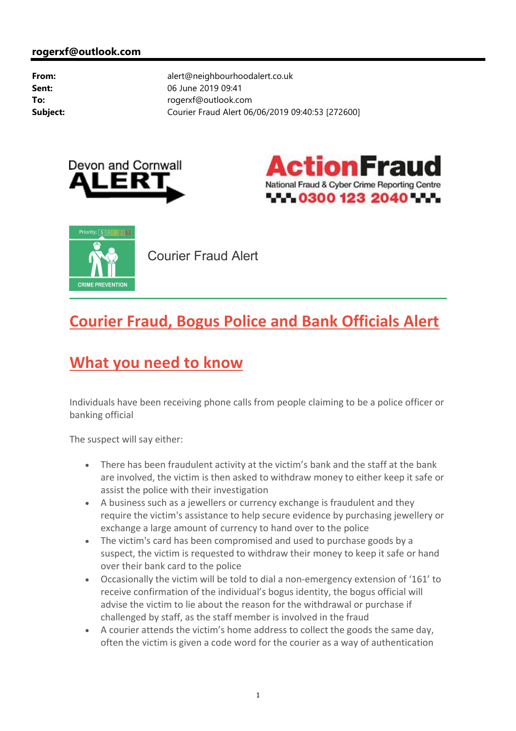**rogerxf@outlook.com**

| | |
|---|---|
| **From:** | alert@neighbourhoodalert.co.uk |
| **Sent:** | 06 June 2019 09:41 |
| **To:** | rogerxf@outlook.com |
| **Subject:** | Courier Fraud Alert 06/06/2019 09:40:53 [272600] |

Devon and Cornwall ALERT

ActionFraud
National Fraud & Cyber Crime Reporting Centre
0300 123 2040

Priority: 5 4 3 2 1

CRIME PREVENTION

Courier Fraud Alert

# Courier Fraud, Bogus Police and Bank Officials Alert

## What you need to know

Individuals have been receiving phone calls from people claiming to be a police officer or banking official

The suspect will say either:

- There has been fraudulent activity at the victim's bank and the staff at the bank are involved, the victim is then asked to withdraw money to either keep it safe or assist the police with their investigation
- A business such as a jewellers or currency exchange is fraudulent and they require the victim's assistance to help secure evidence by purchasing jewellery or exchange a large amount of currency to hand over to the police
- The victim's card has been compromised and used to purchase goods by a suspect, the victim is requested to withdraw their money to keep it safe or hand over their bank card to the police
- Occasionally the victim will be told to dial a non-emergency extension of '161' to receive confirmation of the individual's bogus identity, the bogus official will advise the victim to lie about the reason for the withdrawal or purchase if challenged by staff, as the staff member is involved in the fraud
- A courier attends the victim's home address to collect the goods the same day, often the victim is given a code word for the courier as a way of authentication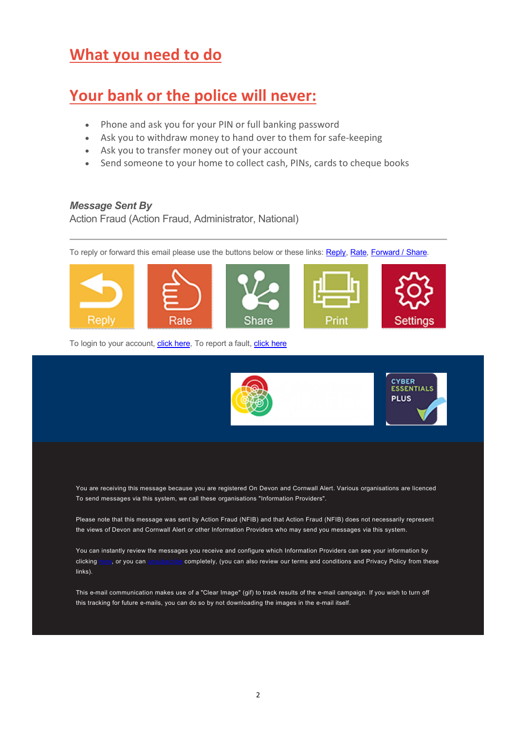## What you need to do

## Your bank or the police will never:

- Phone and ask you for your PIN or full banking password
- Ask you to withdraw money to hand over to them for safe-keeping
- Ask you to transfer money out of your account
- Send someone to your home to collect cash, PINs, cards to cheque books

***Message Sent By***
Action Fraud (Action Fraud, Administrator, National)

---

To reply or forward this email please use the buttons below or these links: Reply, Rate, Forward / Share.

Reply | Rate | Share | Print | Settings

To login to your account, click here, To report a fault, click here

CYBER ESSENTIALS PLUS

You are receiving this message because you are registered On Devon and Cornwall Alert. Various organisations are licenced To send messages via this system, we call these organisations "Information Providers".

Please note that this message was sent by Action Fraud (NFIB) and that Action Fraud (NFIB) does not necessarily represent the views of Devon and Cornwall Alert or other Information Providers who may send you messages via this system.

You can instantly review the messages you receive and configure which Information Providers can see your information by clicking here, or you can unsubscribe completely, (you can also review our terms and conditions and Privacy Policy from these links).

This e-mail communication makes use of a "Clear Image" (gif) to track results of the e-mail campaign. If you wish to turn off this tracking for future e-mails, you can do so by not downloading the images in the e-mail itself.